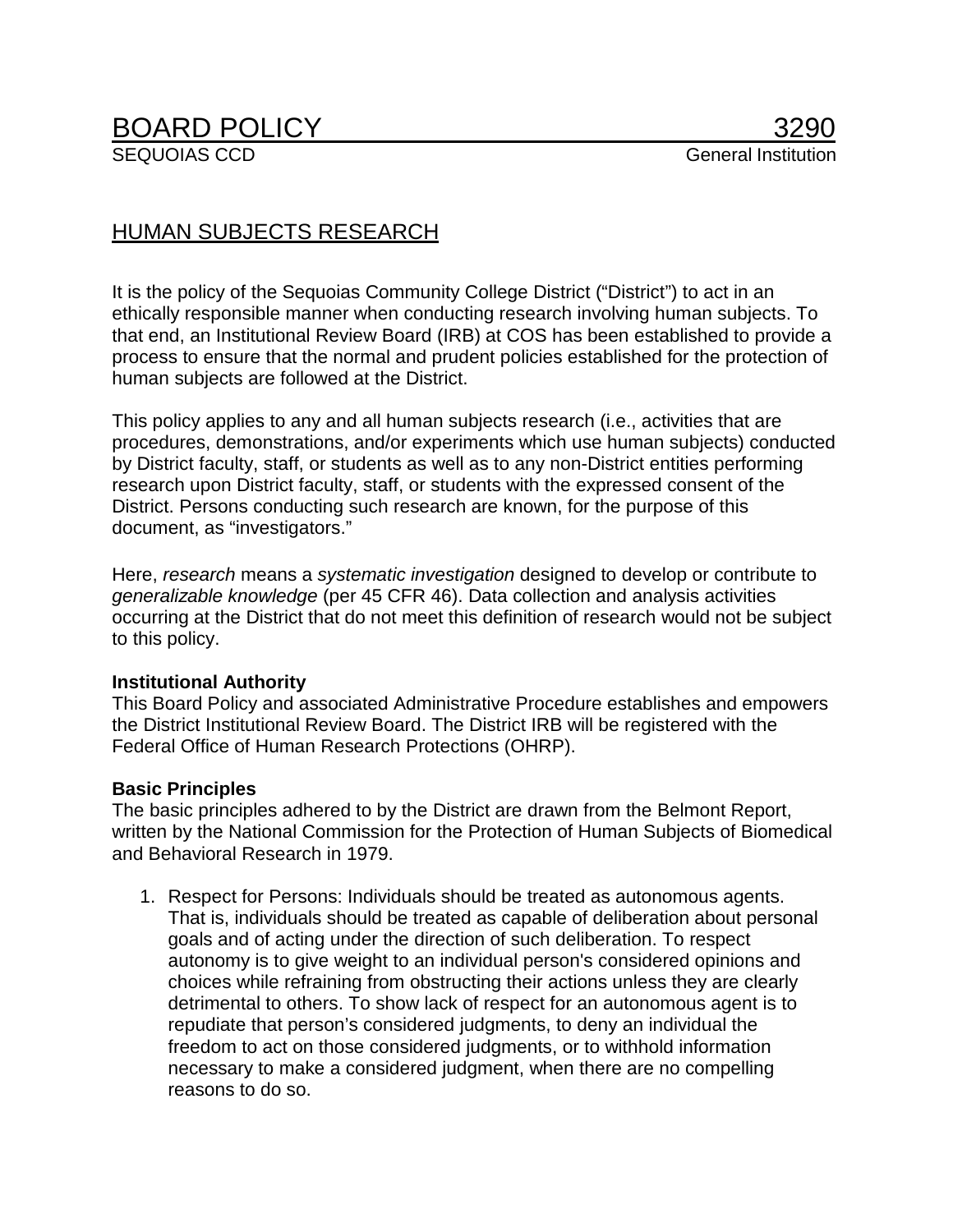# BOARD POLICY 3290

SEQUOIAS CCD General Institution

## HUMAN SUBJECTS RESEARCH

It is the policy of the Sequoias Community College District ("District") to act in an ethically responsible manner when conducting research involving human subjects. To that end, an Institutional Review Board (IRB) at COS has been established to provide a process to ensure that the normal and prudent policies established for the protection of human subjects are followed at the District.

This policy applies to any and all human subjects research (i.e., activities that are procedures, demonstrations, and/or experiments which use human subjects) conducted by District faculty, staff, or students as well as to any non-District entities performing research upon District faculty, staff, or students with the expressed consent of the District. Persons conducting such research are known, for the purpose of this document, as "investigators."

Here, *research* means a *systematic investigation* designed to develop or contribute to *generalizable knowledge* (per 45 CFR 46). Data collection and analysis activities occurring at the District that do not meet this definition of research would not be subject to this policy.

**Institutional Authority**

This Board Policy and associated Administrative Procedure establishes and empowers the District Institutional Review Board. The District IRB will be registered with the Federal Office of Human Research Protections (OHRP).

**Basic Principles**

The basic principles adhered to by the District are drawn from the Belmont Report, written by the National Commission for the Protection of Human Subjects of Biomedical and Behavioral Research in 1979.

1. Respect for Persons: Individuals should be treated as autonomous agents. That is, individuals should be treated as capable of deliberation about personal goals and of acting under the direction of such deliberation. To respect autonomy is to give weight to an individual person's considered opinions and choices while refraining from obstructing their actions unless they are clearly detrimental to others. To show lack of respect for an autonomous agent is to repudiate that person's considered judgments, to deny an individual the freedom to act on those considered judgments, or to withhold information necessary to make a considered judgment, when there are no compelling reasons to do so.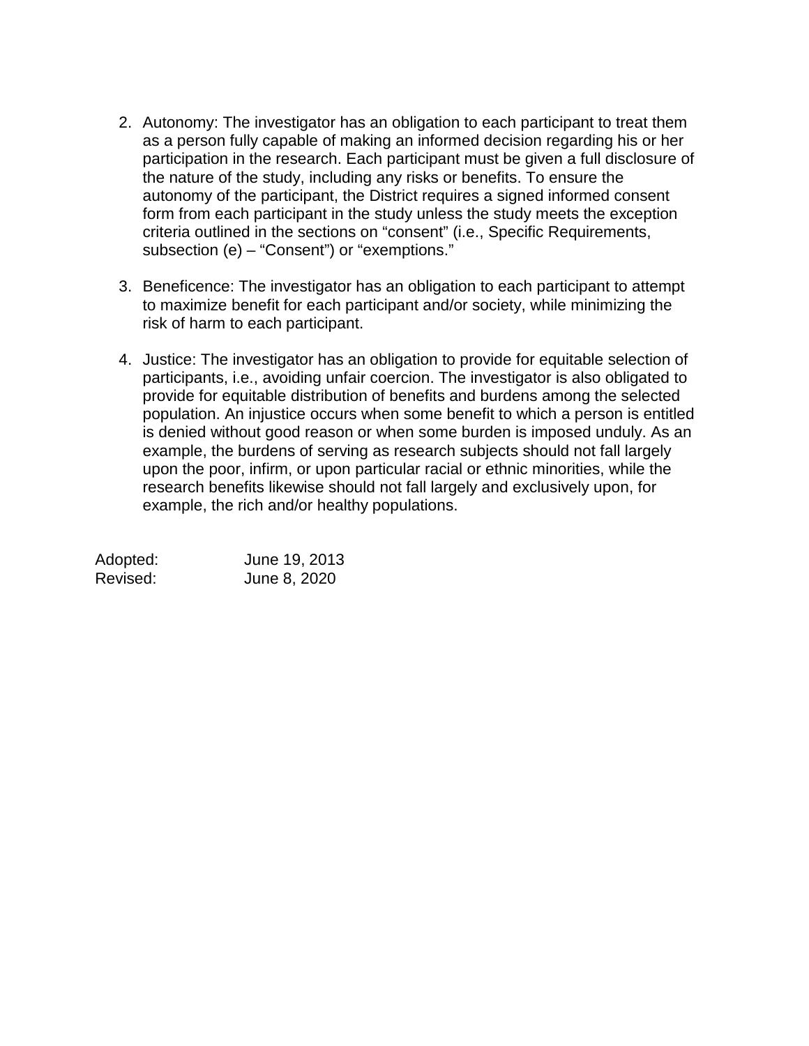2. Autonomy: The investigator has an obligation to each participant to treat them as a person fully capable of making an informed decision regarding his or her participation in the research. Each participant must be given a full disclosure of the nature of the study, including any risks or benefits. To ensure the autonomy of the participant, the District requires a signed informed consent form from each participant in the study unless the study meets the exception criteria outlined in the sections on "consent" (i.e., Specific Requirements, subsection (e) – "Consent") or "exemptions."

3. Beneficence: The investigator has an obligation to each participant to attempt to maximize benefit for each participant and/or society, while minimizing the risk of harm to each participant.

4. Justice: The investigator has an obligation to provide for equitable selection of participants, i.e., avoiding unfair coercion. The investigator is also obligated to provide for equitable distribution of benefits and burdens among the selected population. An injustice occurs when some benefit to which a person is entitled is denied without good reason or when some burden is imposed unduly. As an example, the burdens of serving as research subjects should not fall largely upon the poor, infirm, or upon particular racial or ethnic minorities, while the research benefits likewise should not fall largely and exclusively upon, for example, the rich and/or healthy populations.

| | |
|---|---|
| Adopted: | June 19, 2013 |
| Revised: | June 8, 2020 |